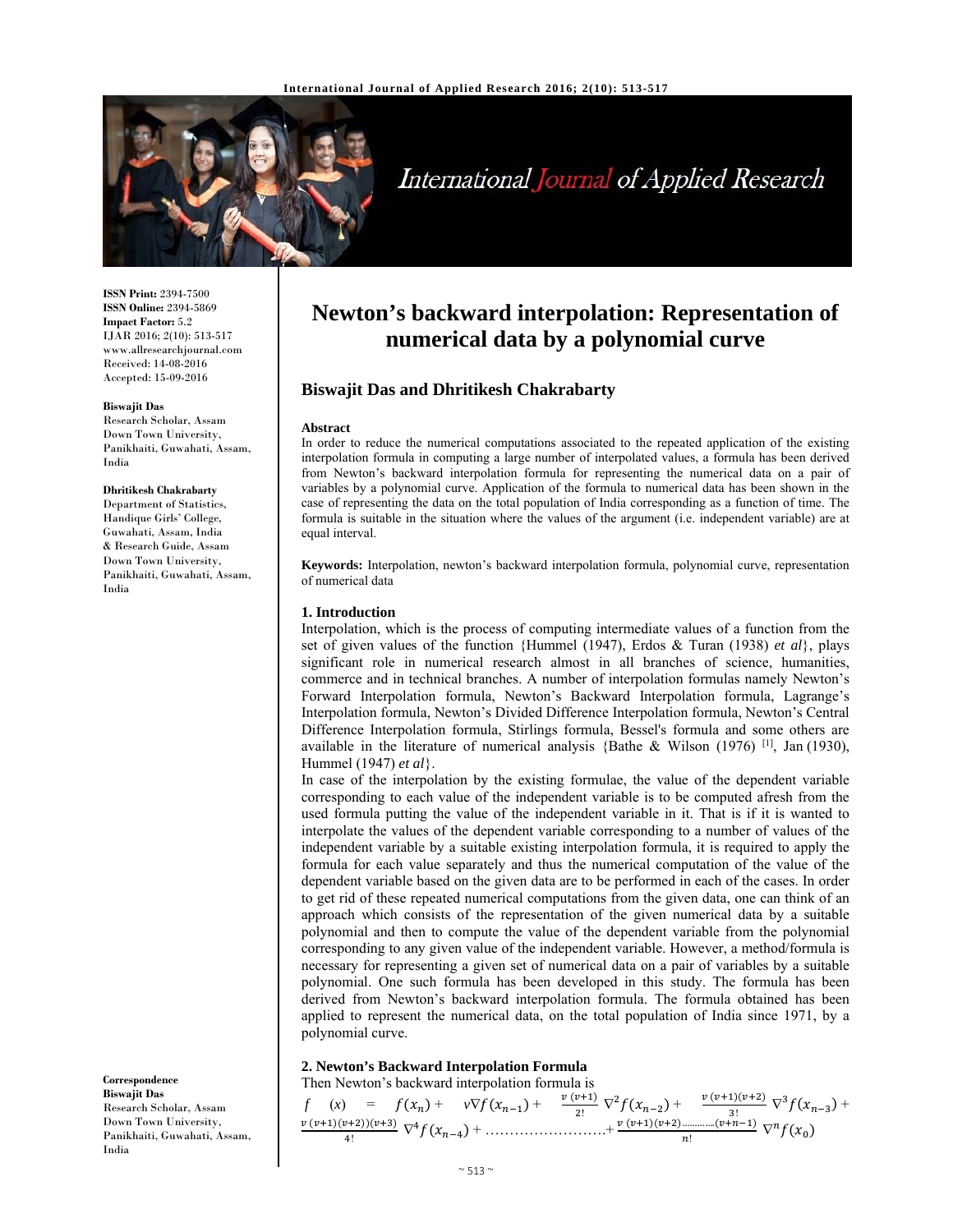# Newton's backward interpolation: Representation of numerical data by a polynomial curve

**Biswajit Das and Dhritikesh Chakrabarty**

ISSN Print: 2394-7500
ISSN Online: 2394-5869
Impact Factor: 5.2
IJAR 2016; 2(10): 513-517
www.allresearchjournal.com
Received: 14-08-2016
Accepted: 15-09-2016

**Biswajit Das**
Research Scholar, Assam Down Town University, Panikhaiti, Guwahati, Assam, India

**Dhritikesh Chakrabarty**
Department of Statistics, Handique Girls' College, Guwahati, Assam, India & Research Guide, Assam Down Town University, Panikhaiti, Guwahati, Assam, India

**Correspondence**
**Biswajit Das**
Research Scholar, Assam Down Town University, Panikhaiti, Guwahati, Assam, India

### Abstract

In order to reduce the numerical computations associated to the repeated application of the existing interpolation formula in computing a large number of interpolated values, a formula has been derived from Newton's backward interpolation formula for representing the numerical data on a pair of variables by a polynomial curve. Application of the formula to numerical data has been shown in the case of representing the data on the total population of India corresponding as a function of time. The formula is suitable in the situation where the values of the argument (i.e. independent variable) are at equal interval.

**Keywords:** Interpolation, newton's backward interpolation formula, polynomial curve, representation of numerical data

## 1. Introduction

Interpolation, which is the process of computing intermediate values of a function from the set of given values of the function {Hummel (1947), Erdos & Turan (1938) *et al*}, plays significant role in numerical research almost in all branches of science, humanities, commerce and in technical branches. A number of interpolation formulas namely Newton's Forward Interpolation formula, Newton's Backward Interpolation formula, Lagrange's Interpolation formula, Newton's Divided Difference Interpolation formula, Newton's Central Difference Interpolation formula, Stirlings formula, Bessel's formula and some others are available in the literature of numerical analysis {Bathe & Wilson (1976) [1], Jan (1930), Hummel (1947) *et al*}.

In case of the interpolation by the existing formulae, the value of the dependent variable corresponding to each value of the independent variable is to be computed afresh from the used formula putting the value of the independent variable in it. That is if it is wanted to interpolate the values of the dependent variable corresponding to a number of values of the independent variable by a suitable existing interpolation formula, it is required to apply the formula for each value separately and thus the numerical computation of the value of the dependent variable based on the given data are to be performed in each of the cases. In order to get rid of these repeated numerical computations from the given data, one can think of an approach which consists of the representation of the given numerical data by a suitable polynomial and then to compute the value of the dependent variable from the polynomial corresponding to any given value of the independent variable. However, a method/formula is necessary for representing a given set of numerical data on a pair of variables by a suitable polynomial. One such formula has been developed in this study. The formula has been derived from Newton's backward interpolation formula. The formula obtained has been applied to represent the numerical data, on the total population of India since 1971, by a polynomial curve.

## 2. Newton's Backward Interpolation Formula

Then Newton's backward interpolation formula is

$$f(x) = f(x_n) + v\nabla f(x_{n-1}) + \frac{v(v+1)}{2!}\nabla^2 f(x_{n-2}) + \frac{v(v+1)(v+2)}{3!}\nabla^3 f(x_{n-3}) + \frac{v(v+1)(v+2))(v+3)}{4!}\nabla^4 f(x_{n-4}) + \ldots\ldots\ldots\ldots\ldots\ldots + \frac{v(v+1)(v+2)\ldots\ldots\ldots(v+n-1)}{n!}\nabla^n f(x_0)$$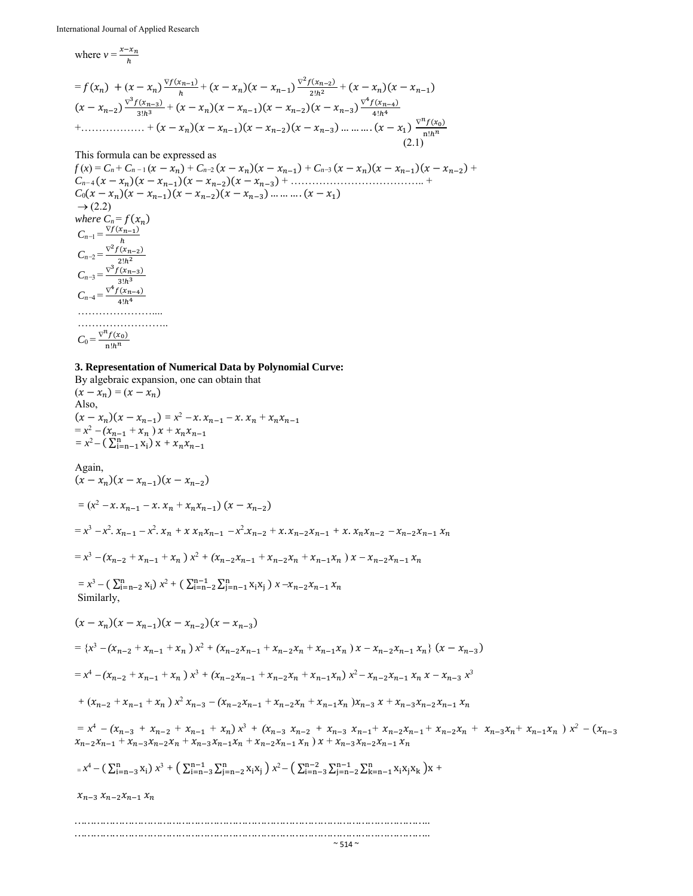where $v = \frac{x - x_n}{h}$

$$= f(x_n) + (x - x_n)\frac{\nabla f(x_{n-1})}{h} + (x - x_n)(x - x_{n-1})\frac{\nabla^2 f(x_{n-2})}{2!h^2} + (x - x_n)(x - x_{n-1})$$
$$(x - x_{n-2})\frac{\nabla^3 f(x_{n-3})}{3!h^3} + (x - x_n)(x - x_{n-1})(x - x_{n-2})(x - x_{n-3})\frac{\nabla^4 f(x_{n-4})}{4!h^4}$$
$$+ \ldots\ldots\ldots + (x - x_n)(x - x_{n-1})(x - x_{n-2})(x - x_{n-3}) \ldots\ldots\ldots (x - x_1)\ \frac{\nabla^n f(x_0)}{n!h^n} \quad (2.1)$$

This formula can be expressed as

$$f(x) = C_n + C_{n-1}(x - x_n) + C_{n-2}(x - x_n)(x - x_{n-1}) + C_{n-3}(x - x_n)(x - x_{n-1})(x - x_{n-2}) +$$
$$C_{n-4}(x - x_n)(x - x_{n-1})(x - x_{n-2})(x - x_{n-3}) + \ldots\ldots\ldots +$$
$$C_0(x - x_n)(x - x_{n-1})(x - x_{n-2})(x - x_{n-3}) \ldots\ldots\ldots (x - x_1)$$
$$\rightarrow (2.2)$$

*where* $C_n = f(x_n)$

$C_{n-1} = \frac{\nabla f(x_{n-1})}{h}$

$C_{n-2} = \frac{\nabla^2 f(x_{n-2})}{2!h^2}$

$C_{n-3} = \frac{\nabla^3 f(x_{n-3})}{3!h^3}$

$C_{n-4} = \frac{\nabla^4 f(x_{n-4})}{4!h^4}$

…………………....

……………………..

$C_0 = \frac{\nabla^n f(x_0)}{n!h^n}$

**3. Representation of Numerical Data by Polynomial Curve:**

By algebraic expansion, one can obtain that

$(x - x_n) = (x - x_n)$

Also,

$$(x - x_n)(x - x_{n-1}) = x^2 - x.x_{n-1} - x.x_n + x_n x_{n-1}$$
$$= x^2 - (x_{n-1} + x_n)\,x + x_n x_{n-1}$$
$$= x^2 - \left(\sum_{i=n-1}^{n} x_i\right) x + x_n x_{n-1}$$

Again,

$$(x - x_n)(x - x_{n-1})(x - x_{n-2})$$
$$= (x^2 - x.x_{n-1} - x.x_n + x_n x_{n-1})\,(x - x_{n-2})$$
$$= x^3 - x^2.x_{n-1} - x^2.x_n + x\,x_n x_{n-1} - x^2.x_{n-2} + x.x_{n-2}x_{n-1} + x.x_n x_{n-2} - x_{n-2}x_{n-1}x_n$$
$$= x^3 - (x_{n-2} + x_{n-1} + x_n)\,x^2 + (x_{n-2}x_{n-1} + x_{n-2}x_n + x_{n-1}x_n)\,x - x_{n-2}x_{n-1}x_n$$
$$= x^3 - \left(\sum_{i=n-2}^{n} x_i\right) x^2 + \left(\sum_{i=n-2}^{n-1}\sum_{j=n-1}^{n} x_i x_j\right) x - x_{n-2}x_{n-1}x_n$$

Similarly,

$$(x - x_n)(x - x_{n-1})(x - x_{n-2})(x - x_{n-3})$$
$$= \{x^3 - (x_{n-2} + x_{n-1} + x_n)\,x^2 + (x_{n-2}x_{n-1} + x_{n-2}x_n + x_{n-1}x_n)\,x - x_{n-2}x_{n-1}x_n\}\,(x - x_{n-3})$$
$$= x^4 - (x_{n-2} + x_{n-1} + x_n)\,x^3 + (x_{n-2}x_{n-1} + x_{n-2}x_n + x_{n-1}x_n)\,x^2 - x_{n-2}x_{n-1}x_n\,x - x_{n-3}\,x^3$$
$$+ (x_{n-2} + x_{n-1} + x_n)\,x^2 x_{n-3} - (x_{n-2}x_{n-1} + x_{n-2}x_n + x_{n-1}x_n)x_{n-3}\,x + x_{n-3}x_{n-2}x_{n-1}x_n$$
$$= x^4 - (x_{n-3} + x_{n-2} + x_{n-1} + x_n)\,x^3 + (x_{n-3}x_{n-2} + x_{n-3}x_{n-1} + x_{n-2}x_{n-1} + x_{n-2}x_n + x_{n-3}x_n + x_{n-1}x_n)\,x^2 - (x_{n-3}x_{n-2}x_{n-1} + x_{n-3}x_{n-2}x_n + x_{n-3}x_{n-1}x_n + x_{n-2}x_{n-1}x_n)\,x + x_{n-3}x_{n-2}x_{n-1}x_n$$
$$= x^4 - \left(\sum_{i=n-3}^{n} x_i\right) x^3 + \left(\sum_{i=n-3}^{n-1}\sum_{j=n-2}^{n} x_i x_j\right) x^2 - \left(\sum_{i=n-3}^{n-2}\sum_{j=n-2}^{n-1}\sum_{k=n-1}^{n} x_i x_j x_k\right) x +$$
$$x_{n-3}\,x_{n-2}x_{n-1}\,x_n$$

………………………………………………………………………………………………

………………………………………………………………………………………………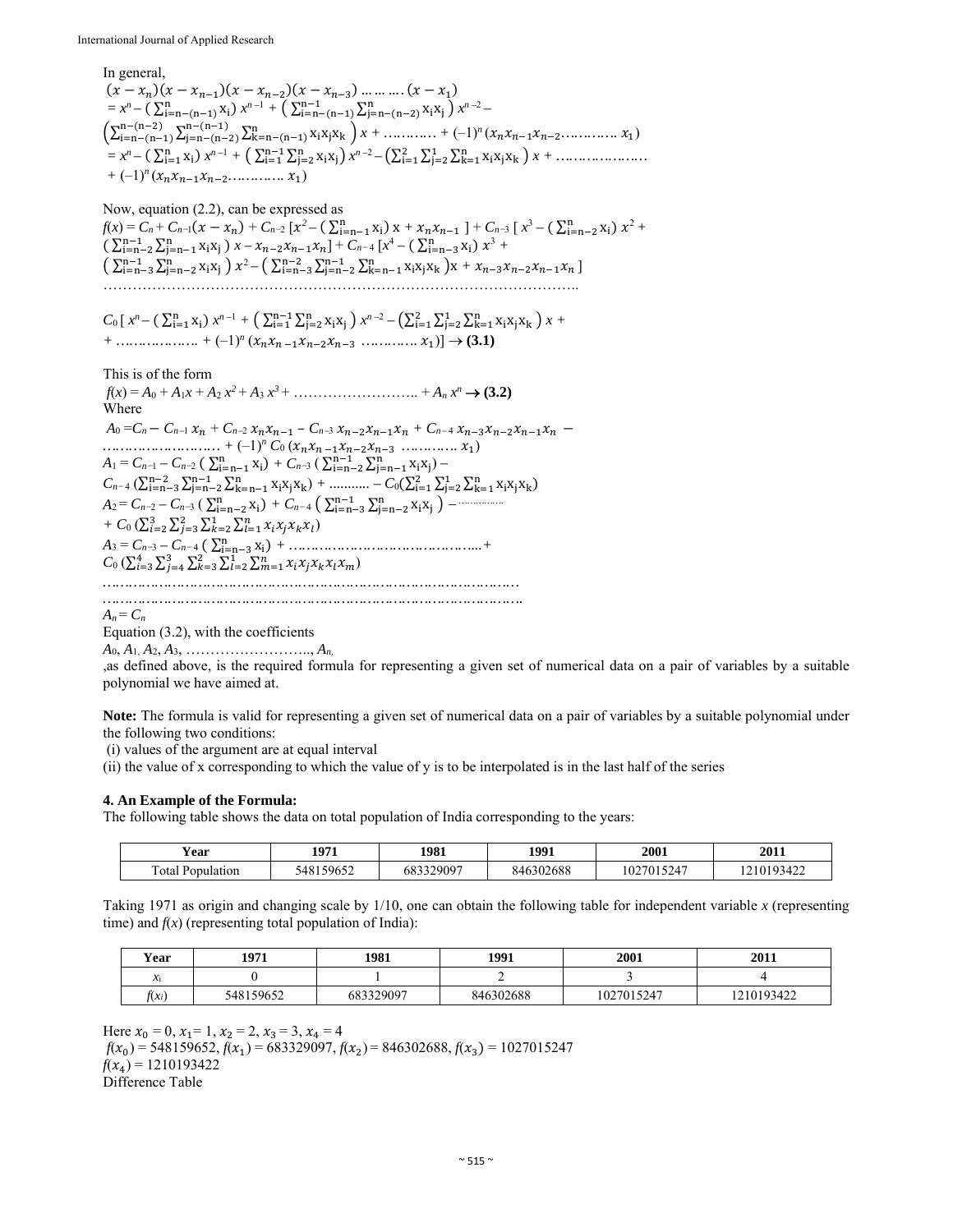In general,

$$(x - x_n)(x - x_{n-1})(x - x_{n-2})(x - x_{n-3}) \ldots\ldots\ldots (x - x_1)$$
$$= x^n - \left(\sum_{i=n-(n-1)}^{n} x_i\right) x^{n-1} + \left(\sum_{i=n-(n-1)}^{n-1} \sum_{j=n-(n-2)}^{n} x_i x_j\right) x^{n-2} -$$
$$\left(\sum_{i=n-(n-1)}^{n-(n-2)} \sum_{j=n-(n-2)}^{n-(n-1)} \sum_{k=n-(n-1)}^{n} x_i x_j x_k\right) x + \ldots\ldots\ldots + (-1)^n (x_n x_{n-1} x_{n-2} \ldots\ldots\ldots\ldots x_1)$$
$$= x^n - \left(\sum_{i=1}^{n} x_i\right) x^{n-1} + \left(\sum_{i=1}^{n-1} \sum_{j=2}^{n} x_i x_j\right) x^{n-2} - \left(\sum_{i=1}^{2} \sum_{j=2}^{1} \sum_{k=1}^{n} x_i x_j x_k\right) x + \ldots\ldots\ldots\ldots\ldots\ldots$$
$$+ (-1)^n (x_n x_{n-1} x_{n-2} \ldots\ldots\ldots\ldots x_1)$$

Now, equation (2.2), can be expressed as

$$f(x) = C_n + C_{n-1}(x - x_n) + C_{n-2}\left[x^2 - \left(\sum_{i=n-1}^{n} x_i\right) x + x_n x_{n-1}\right] + C_{n-3}\left[x^3 - \left(\sum_{i=n-2}^{n} x_i\right) x^2 + \left(\sum_{i=n-2}^{n-1} \sum_{j=n-1}^{n} x_i x_j\right) x - x_{n-2} x_{n-1} x_n\right] + C_{n-4}\left[x^4 - \left(\sum_{i=n-3}^{n} x_i\right) x^3 + \left(\sum_{i=n-3}^{n-1} \sum_{j=n-2}^{n} x_i x_j\right) x^2 - \left(\sum_{i=n-3}^{n-2} \sum_{j=n-2}^{n-1} \sum_{k=n-1}^{n} x_i x_j x_k\right) x + x_{n-3} x_{n-2} x_{n-1} x_n\right]$$

……………………………………………………………………………………………..

$$C_0\left[x^n - \left(\sum_{i=1}^{n} x_i\right) x^{n-1} + \left(\sum_{i=1}^{n-1} \sum_{j=2}^{n} x_i x_j\right) x^{n-2} - \left(\sum_{i=1}^{2} \sum_{j=2}^{1} \sum_{k=1}^{n} x_i x_j x_k\right) x + \ldots\ldots\ldots\ldots\ldots\ldots + (-1)^n (x_n x_{n-1} x_{n-2} x_{n-3} \ldots\ldots\ldots\ldots x_1)\right] \rightarrow \textbf{(3.1)}$$

This is of the form

$$f(x) = A_0 + A_1 x + A_2 x^2 + A_3 x^3 + \ldots\ldots\ldots\ldots\ldots\ldots\ldots\ldots + A_n x^n \rightarrow \textbf{(3.2)}$$

Where

$$A_0 = C_n - C_{n-1} x_n + C_{n-2} x_n x_{n-1} - C_{n-3} x_{n-2} x_{n-1} x_n + C_{n-4} x_{n-3} x_{n-2} x_{n-1} x_n - \ldots\ldots\ldots\ldots\ldots\ldots\ldots\ldots + (-1)^n C_0 (x_n x_{n-1} x_{n-2} x_{n-3} \ldots\ldots\ldots\ldots x_1)$$

$$A_1 = C_{n-1} - C_{n-2}\left(\sum_{i=n-1}^{n} x_i\right) + C_{n-3}\left(\sum_{i=n-2}^{n-1} \sum_{j=n-1}^{n} x_i x_j\right) - C_{n-4}\left(\sum_{i=n-3}^{n-2} \sum_{j=n-2}^{n-1} \sum_{k=n-1}^{n} x_i x_j x_k\right) + \ldots\ldots\ldots - C_0\left(\sum_{i=1}^{2} \sum_{j=2}^{1} \sum_{k=1}^{n} x_i x_j x_k\right)$$

$$A_2 = C_{n-2} - C_{n-3}\left(\sum_{i=n-2}^{n} x_i\right) + C_{n-4}\left(\sum_{i=n-3}^{n-1} \sum_{j=n-2}^{n} x_i x_j\right) - \ldots\ldots\ldots + C_0\left(\sum_{i=2}^{3} \sum_{j=3}^{2} \sum_{k=2}^{1} \sum_{l=1}^{n} x_i x_j x_k x_l\right)$$

$$A_3 = C_{n-3} - C_{n-4}\left(\sum_{i=n-3}^{n} x_i\right) + \ldots\ldots\ldots\ldots\ldots\ldots\ldots\ldots\ldots\ldots\ldots\ldots + C_0\left(\sum_{i=3}^{4} \sum_{j=4}^{3} \sum_{k=3}^{2} \sum_{l=2}^{1} \sum_{m=1}^{n} x_i x_j x_k x_l x_m\right)$$

……………………………………………………………………………………………

……………………………………………………………………………………………

$A_n = C_n$

Equation (3.2), with the coefficients $A_0, A_1, A_2, A_3, \ldots\ldots\ldots\ldots\ldots\ldots\ldots, A_n$, as defined above, is the required formula for representing a given set of numerical data on a pair of variables by a suitable polynomial we have aimed at.

**Note:** The formula is valid for representing a given set of numerical data on a pair of variables by a suitable polynomial under the following two conditions:

(i) values of the argument are at equal interval

(ii) the value of x corresponding to which the value of y is to be interpolated is in the last half of the series

### 4. An Example of the Formula:

The following table shows the data on total population of India corresponding to the years:

| Year | 1971 | 1981 | 1991 | 2001 | 2011 |
|---|---|---|---|---|---|
| Total Population | 548159652 | 683329097 | 846302688 | 1027015247 | 1210193422 |

Taking 1971 as origin and changing scale by 1/10, one can obtain the following table for independent variable $x$ (representing time) and $f(x)$ (representing total population of India):

| Year | 1971 | 1981 | 1991 | 2001 | 2011 |
|---|---|---|---|---|---|
| $x_i$ | 0 | 1 | 2 | 3 | 4 |
| $f(x_i)$ | 548159652 | 683329097 | 846302688 | 1027015247 | 1210193422 |

Here $x_0 = 0$, $x_1 = 1$, $x_2 = 2$, $x_3 = 3$, $x_4 = 4$

$f(x_0) = 548159652$, $f(x_1) = 683329097$, $f(x_2) = 846302688$, $f(x_3) = 1027015247$

$f(x_4) = 1210193422$

Difference Table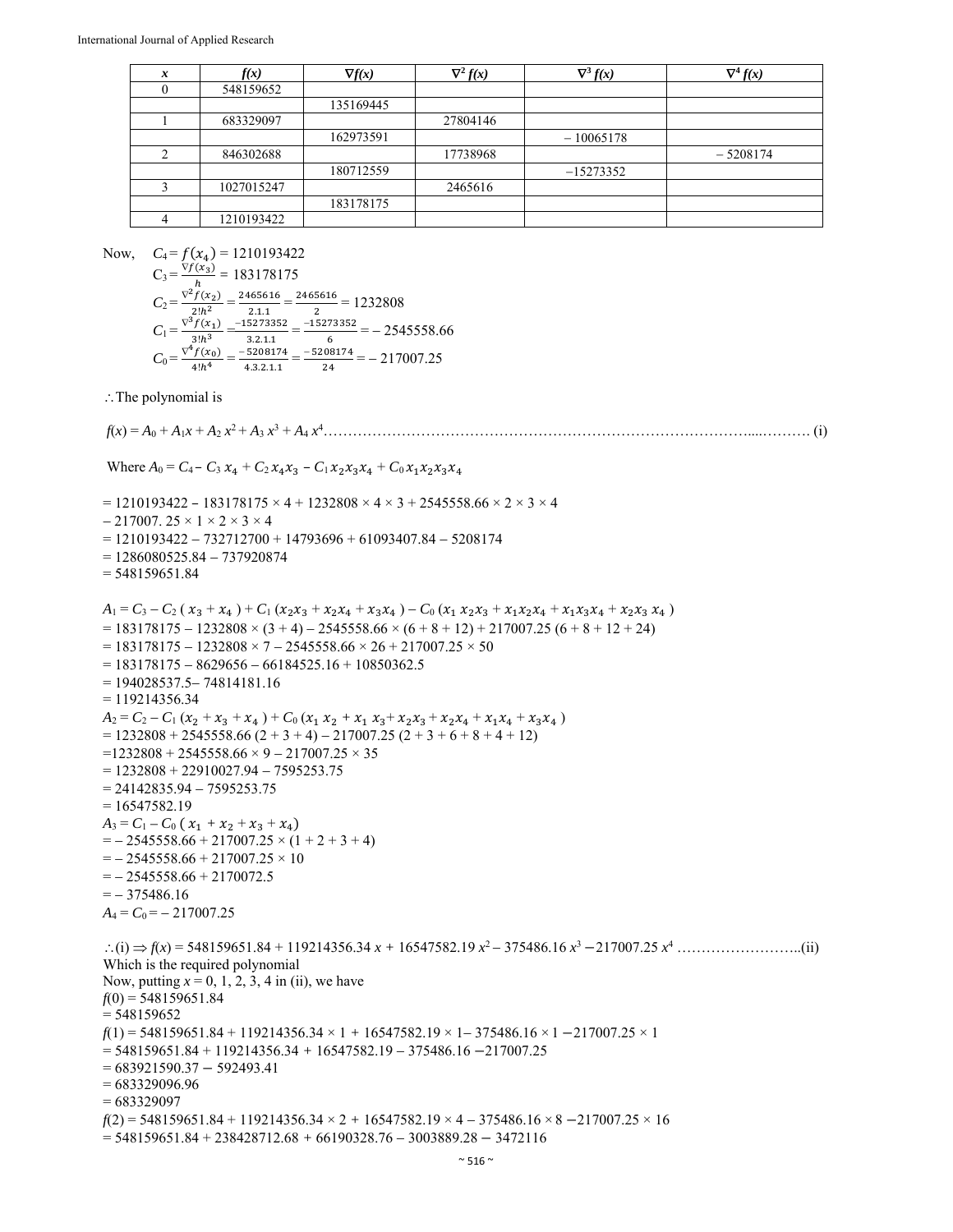| $x$ | $f(x)$ | $\nabla f(x)$ | $\nabla^2 f(x)$ | $\nabla^3 f(x)$ | $\nabla^4 f(x)$ |
|---|---|---|---|---|---|
| 0 | 548159652 | | | | |
| | | 135169445 | | | |
| 1 | 683329097 | | 27804146 | | |
| | | 162973591 | | – 10065178 | |
| 2 | 846302688 | | 17738968 | | – 5208174 |
| | | 180712559 | | –15273352 | |
| 3 | 1027015247 | | 2465616 | | |
| | | 183178175 | | | |
| 4 | 1210193422 | | | | |

Now, $C_4 = f(x_4) = 1210193422$

$C_3 = \frac{\nabla f(x_3)}{h} = 183178175$

$C_2 = \frac{\nabla^2 f(x_2)}{2!h^2} = \frac{2465616}{2.1.1} = \frac{2465616}{2} = 1232808$

$C_1 = \frac{\nabla^3 f(x_1)}{3!h^3} = \frac{-15273352}{3.2.1.1} = \frac{-15273352}{6} = -2545558.66$

$C_0 = \frac{\nabla^4 f(x_0)}{4!h^4} = \frac{-5208174}{4.3.2.1.1} = \frac{-5208174}{24} = -217007.25$

$\therefore$ The polynomial is

$f(x) = A_0 + A_1 x + A_2 x^2 + A_3 x^3 + A_4 x^4$…………………………………………………………………………………..………. (i)

Where $A_0 = C_4 - C_3\, x_4 + C_2\, x_4 x_3 - C_1\, x_2 x_3 x_4 + C_0\, x_1 x_2 x_3 x_4$

= 1210193422 – 183178175 × 4 + 1232808 × 4 × 3 + 2545558.66 × 2 × 3 × 4
– 217007. 25 × 1 × 2 × 3 × 4
= 1210193422 – 732712700 + 14793696 + 61093407.84 – 5208174
= 1286080525.84 – 737920874
= 548159651.84

$A_1 = C_3 - C_2\,(x_3 + x_4) + C_1\,(x_2 x_3 + x_2 x_4 + x_3 x_4) - C_0\,(x_1 x_2 x_3 + x_1 x_2 x_4 + x_1 x_3 x_4 + x_2 x_3 x_4)$
= 183178175 – 1232808 × (3 + 4) – 2545558.66 × (6 + 8 + 12) + 217007.25 (6 + 8 + 12 + 24)
= 183178175 – 1232808 × 7 – 2545558.66 × 26 + 217007.25 × 50
= 183178175 – 8629656 – 66184525.16 + 10850362.5
= 194028537.5– 74814181.16
= 119214356.34

$A_2 = C_2 - C_1\,(x_2 + x_3 + x_4) + C_0\,(x_1 x_2 + x_1 x_3 + x_2 x_3 + x_2 x_4 + x_1 x_4 + x_3 x_4)$
= 1232808 + 2545558.66 (2 + 3 + 4) – 217007.25 (2 + 3 + 6 + 8 + 4 + 12)
=1232808 + 2545558.66 × 9 – 217007.25 × 35
= 1232808 + 22910027.94 – 7595253.75
= 24142835.94 – 7595253.75
= 16547582.19

$A_3 = C_1 - C_0\,(x_1 + x_2 + x_3 + x_4)$
= – 2545558.66 + 217007.25 × (1 + 2 + 3 + 4)
= – 2545558.66 + 217007.25 × 10
= – 2545558.66 + 2170072.5
= – 375486.16

$A_4 = C_0 = -217007.25$

$\therefore$(i) $\Rightarrow f(x) = 548159651.84 + 119214356.34\,x + 16547582.19\,x^2 - 375486.16\,x^3 - 217007.25\,x^4$ ……………………..(ii)
Which is the required polynomial
Now, putting $x$ = 0, 1, 2, 3, 4 in (ii), we have
$f(0)$ = 548159651.84
= 548159652
$f(1)$ = 548159651.84 + 119214356.34 × 1 + 16547582.19 × 1– 375486.16 × 1 −217007.25 × 1
= 548159651.84 + 119214356.34 + 16547582.19 – 375486.16 −217007.25
= 683921590.37 − 592493.41
= 683329096.96
= 683329097
$f(2)$ = 548159651.84 + 119214356.34 × 2 + 16547582.19 × 4 – 375486.16 × 8 −217007.25 × 16
= 548159651.84 + 238428712.68 + 66190328.76 – 3003889.28 − 3472116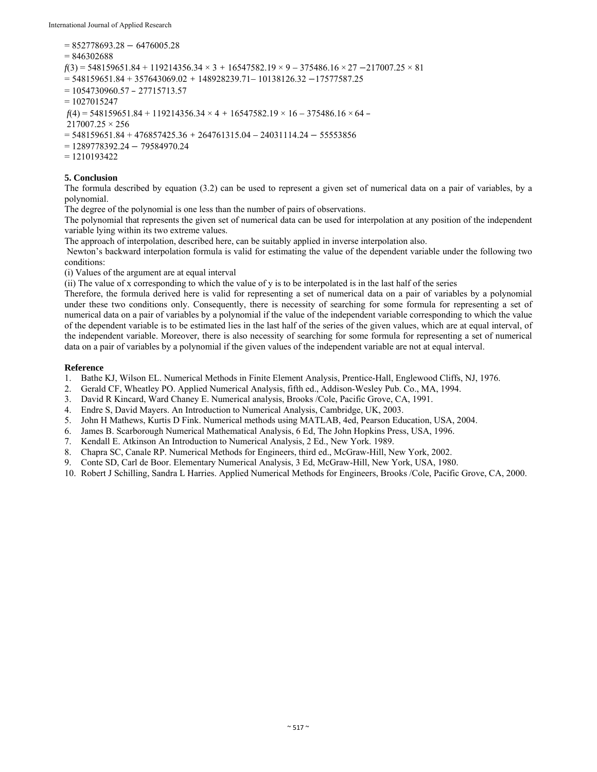$= 852778693.28 - 6476005.28$

$= 846302688$

$f(3) = 548159651.84 + 119214356.34 \times 3 + 16547582.19 \times 9 - 375486.16 \times 27 - 217007.25 \times 81$

$= 548159651.84 + 357643069.02 + 148928239.71 - 10138126.32 - 17577587.25$

$= 1054730960.57 - 27715713.57$

$= 1027015247$

$f(4) = 548159651.84 + 119214356.34 \times 4 + 16547582.19 \times 16 - 375486.16 \times 64 -$
$217007.25 \times 256$

$= 548159651.84 + 476857425.36 + 264761315.04 - 24031114.24 - 55553856$

$= 1289778392.24 - 79584970.24$

$= 1210193422$

## 5. Conclusion

The formula described by equation (3.2) can be used to represent a given set of numerical data on a pair of variables, by a polynomial.

The degree of the polynomial is one less than the number of pairs of observations.

The polynomial that represents the given set of numerical data can be used for interpolation at any position of the independent variable lying within its two extreme values.

The approach of interpolation, described here, can be suitably applied in inverse interpolation also.

Newton's backward interpolation formula is valid for estimating the value of the dependent variable under the following two conditions:

(i) Values of the argument are at equal interval

(ii) The value of x corresponding to which the value of y is to be interpolated is in the last half of the series

Therefore, the formula derived here is valid for representing a set of numerical data on a pair of variables by a polynomial under these two conditions only. Consequently, there is necessity of searching for some formula for representing a set of numerical data on a pair of variables by a polynomial if the value of the independent variable corresponding to which the value of the dependent variable is to be estimated lies in the last half of the series of the given values, which are at equal interval, of the independent variable. Moreover, there is also necessity of searching for some formula for representing a set of numerical data on a pair of variables by a polynomial if the given values of the independent variable are not at equal interval.

## Reference

1. Bathe KJ, Wilson EL. Numerical Methods in Finite Element Analysis, Prentice-Hall, Englewood Cliffs, NJ, 1976.
2. Gerald CF, Wheatley PO. Applied Numerical Analysis, fifth ed., Addison-Wesley Pub. Co., MA, 1994.
3. David R Kincard, Ward Chaney E. Numerical analysis, Brooks /Cole, Pacific Grove, CA, 1991.
4. Endre S, David Mayers. An Introduction to Numerical Analysis, Cambridge, UK, 2003.
5. John H Mathews, Kurtis D Fink. Numerical methods using MATLAB, 4ed, Pearson Education, USA, 2004.
6. James B. Scarborough Numerical Mathematical Analysis, 6 Ed, The John Hopkins Press, USA, 1996.
7. Kendall E. Atkinson An Introduction to Numerical Analysis, 2 Ed., New York. 1989.
8. Chapra SC, Canale RP. Numerical Methods for Engineers, third ed., McGraw-Hill, New York, 2002.
9. Conte SD, Carl de Boor. Elementary Numerical Analysis, 3 Ed, McGraw-Hill, New York, USA, 1980.
10. Robert J Schilling, Sandra L Harries. Applied Numerical Methods for Engineers, Brooks /Cole, Pacific Grove, CA, 2000.